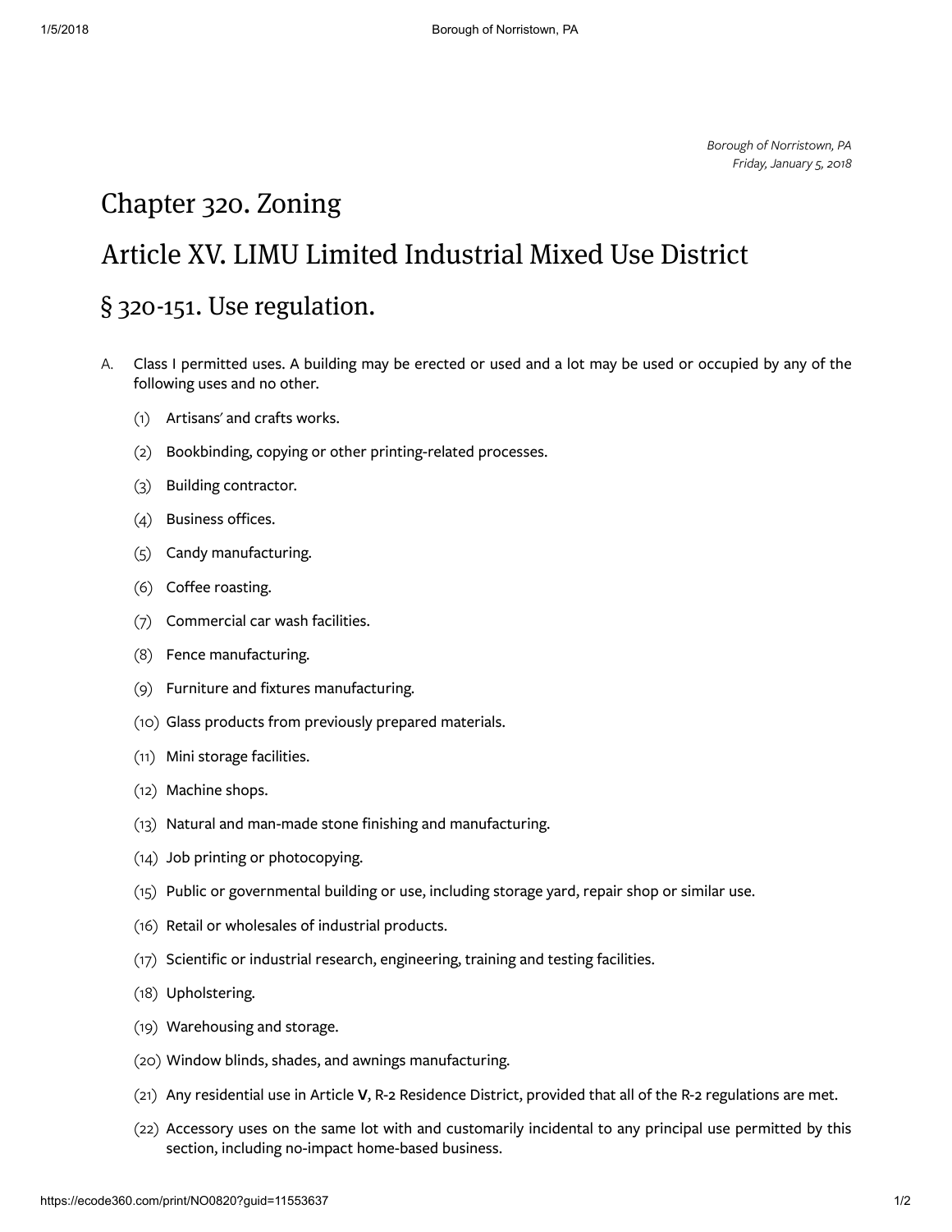*Borough of Norristown, PA*
*Friday, January 5, 2018*

# Chapter 320. Zoning

# Article XV. LIMU Limited Industrial Mixed Use District

## § 320-151. Use regulation.

A. Class I permitted uses. A building may be erected or used and a lot may be used or occupied by any of the following uses and no other.

  (1) Artisans' and crafts works.

  (2) Bookbinding, copying or other printing-related processes.

  (3) Building contractor.

  (4) Business offices.

  (5) Candy manufacturing.

  (6) Coffee roasting.

  (7) Commercial car wash facilities.

  (8) Fence manufacturing.

  (9) Furniture and fixtures manufacturing.

  (10) Glass products from previously prepared materials.

  (11) Mini storage facilities.

  (12) Machine shops.

  (13) Natural and man-made stone finishing and manufacturing.

  (14) Job printing or photocopying.

  (15) Public or governmental building or use, including storage yard, repair shop or similar use.

  (16) Retail or wholesales of industrial products.

  (17) Scientific or industrial research, engineering, training and testing facilities.

  (18) Upholstering.

  (19) Warehousing and storage.

  (20) Window blinds, shades, and awnings manufacturing.

  (21) Any residential use in Article **V**, R-2 Residence District, provided that all of the R-2 regulations are met.

  (22) Accessory uses on the same lot with and customarily incidental to any principal use permitted by this section, including no-impact home-based business.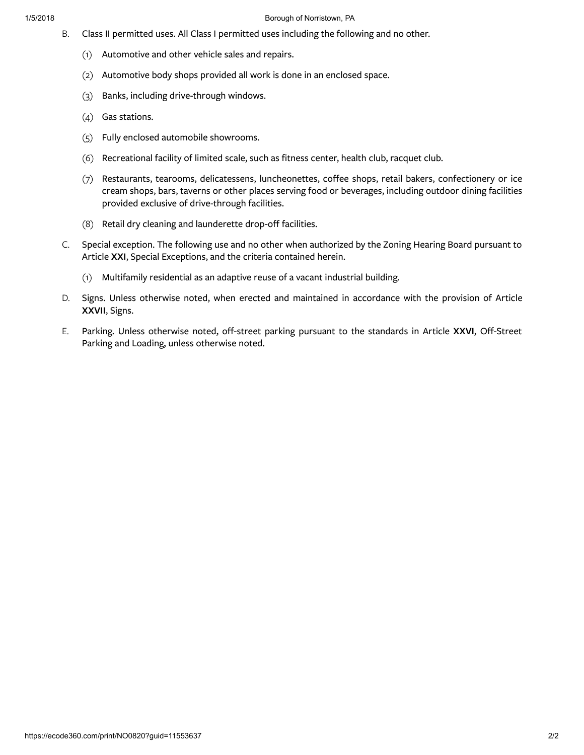B. Class II permitted uses. All Class I permitted uses including the following and no other.

   (1) Automotive and other vehicle sales and repairs.

   (2) Automotive body shops provided all work is done in an enclosed space.

   (3) Banks, including drive-through windows.

   (4) Gas stations.

   (5) Fully enclosed automobile showrooms.

   (6) Recreational facility of limited scale, such as fitness center, health club, racquet club.

   (7) Restaurants, tearooms, delicatessens, luncheonettes, coffee shops, retail bakers, confectionery or ice cream shops, bars, taverns or other places serving food or beverages, including outdoor dining facilities provided exclusive of drive-through facilities.

   (8) Retail dry cleaning and launderette drop-off facilities.

C. Special exception. The following use and no other when authorized by the Zoning Hearing Board pursuant to Article **XXI**, Special Exceptions, and the criteria contained herein.

   (1) Multifamily residential as an adaptive reuse of a vacant industrial building.

D. Signs. Unless otherwise noted, when erected and maintained in accordance with the provision of Article **XXVII**, Signs.

E. Parking. Unless otherwise noted, off-street parking pursuant to the standards in Article **XXVI**, Off-Street Parking and Loading, unless otherwise noted.